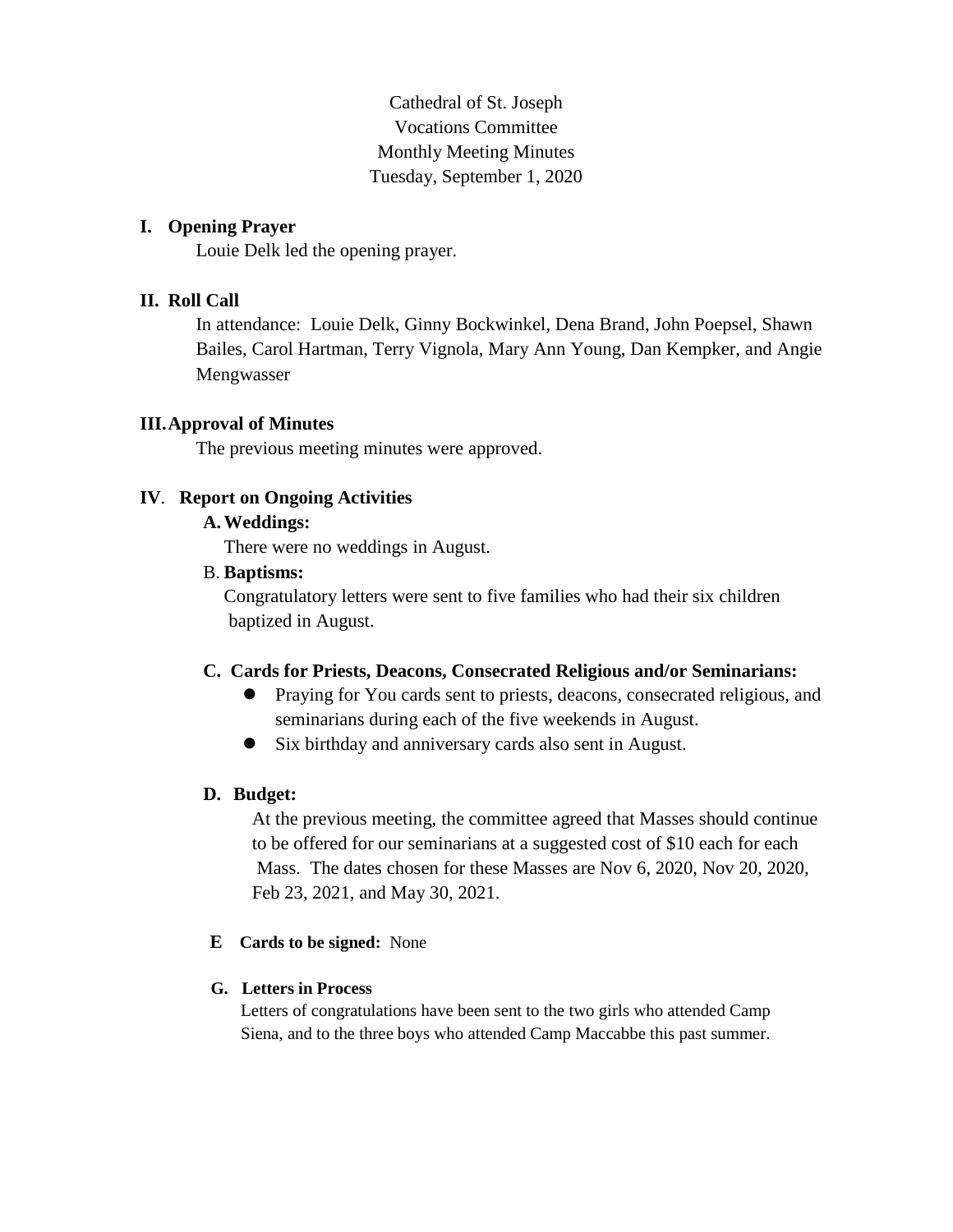Cathedral of St. Joseph
Vocations Committee
Monthly Meeting Minutes
Tuesday, September 1, 2020

## I. Opening Prayer

Louie Delk led the opening prayer.

## II. Roll Call

In attendance: Louie Delk, Ginny Bockwinkel, Dena Brand, John Poepsel, Shawn Bailes, Carol Hartman, Terry Vignola, Mary Ann Young, Dan Kempker, and Angie Mengwasser

## III. Approval of Minutes

The previous meeting minutes were approved.

## IV. Report on Ongoing Activities

### A. Weddings:

There were no weddings in August.

### B. Baptisms:

Congratulatory letters were sent to five families who had their six children baptized in August.

### C. Cards for Priests, Deacons, Consecrated Religious and/or Seminarians:

- Praying for You cards sent to priests, deacons, consecrated religious, and seminarians during each of the five weekends in August.
- Six birthday and anniversary cards also sent in August.

### D. Budget:

At the previous meeting, the committee agreed that Masses should continue to be offered for our seminarians at a suggested cost of $10 each for each Mass. The dates chosen for these Masses are Nov 6, 2020, Nov 20, 2020, Feb 23, 2021, and May 30, 2021.

### E Cards to be signed: None

### G. Letters in Process

Letters of congratulations have been sent to the two girls who attended Camp Siena, and to the three boys who attended Camp Maccabbe this past summer.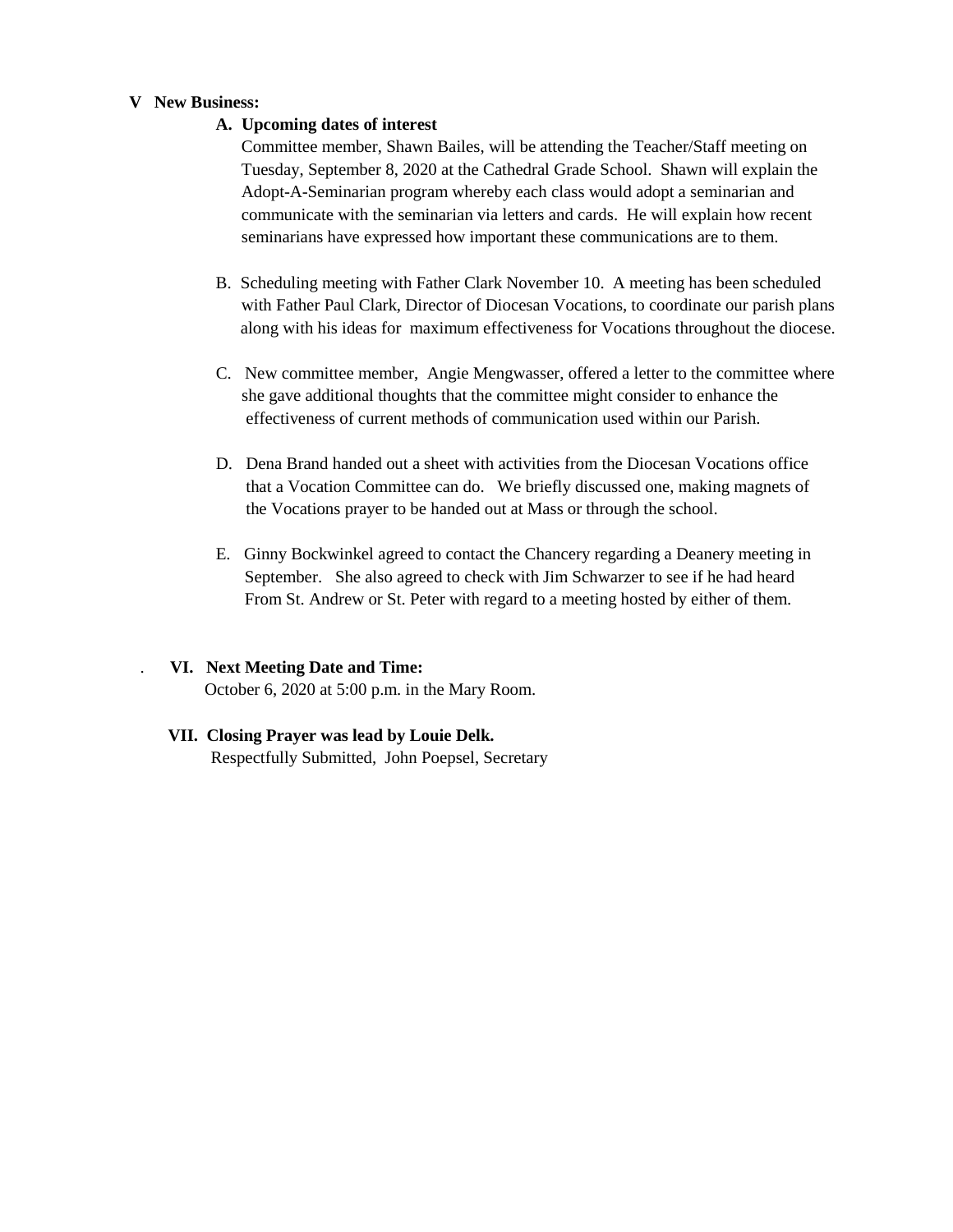**V New Business:**

**A. Upcoming dates of interest**

Committee member, Shawn Bailes, will be attending the Teacher/Staff meeting on Tuesday, September 8, 2020 at the Cathedral Grade School. Shawn will explain the Adopt-A-Seminarian program whereby each class would adopt a seminarian and communicate with the seminarian via letters and cards. He will explain how recent seminarians have expressed how important these communications are to them.

B. Scheduling meeting with Father Clark November 10. A meeting has been scheduled with Father Paul Clark, Director of Diocesan Vocations, to coordinate our parish plans along with his ideas for maximum effectiveness for Vocations throughout the diocese.

C. New committee member, Angie Mengwasser, offered a letter to the committee where she gave additional thoughts that the committee might consider to enhance the effectiveness of current methods of communication used within our Parish.

D. Dena Brand handed out a sheet with activities from the Diocesan Vocations office that a Vocation Committee can do. We briefly discussed one, making magnets of the Vocations prayer to be handed out at Mass or through the school.

E. Ginny Bockwinkel agreed to contact the Chancery regarding a Deanery meeting in September. She also agreed to check with Jim Schwarzer to see if he had heard From St. Andrew or St. Peter with regard to a meeting hosted by either of them.

**VI. Next Meeting Date and Time:**

October 6, 2020 at 5:00 p.m. in the Mary Room.

**VII. Closing Prayer was lead by Louie Delk.**

Respectfully Submitted, John Poepsel, Secretary